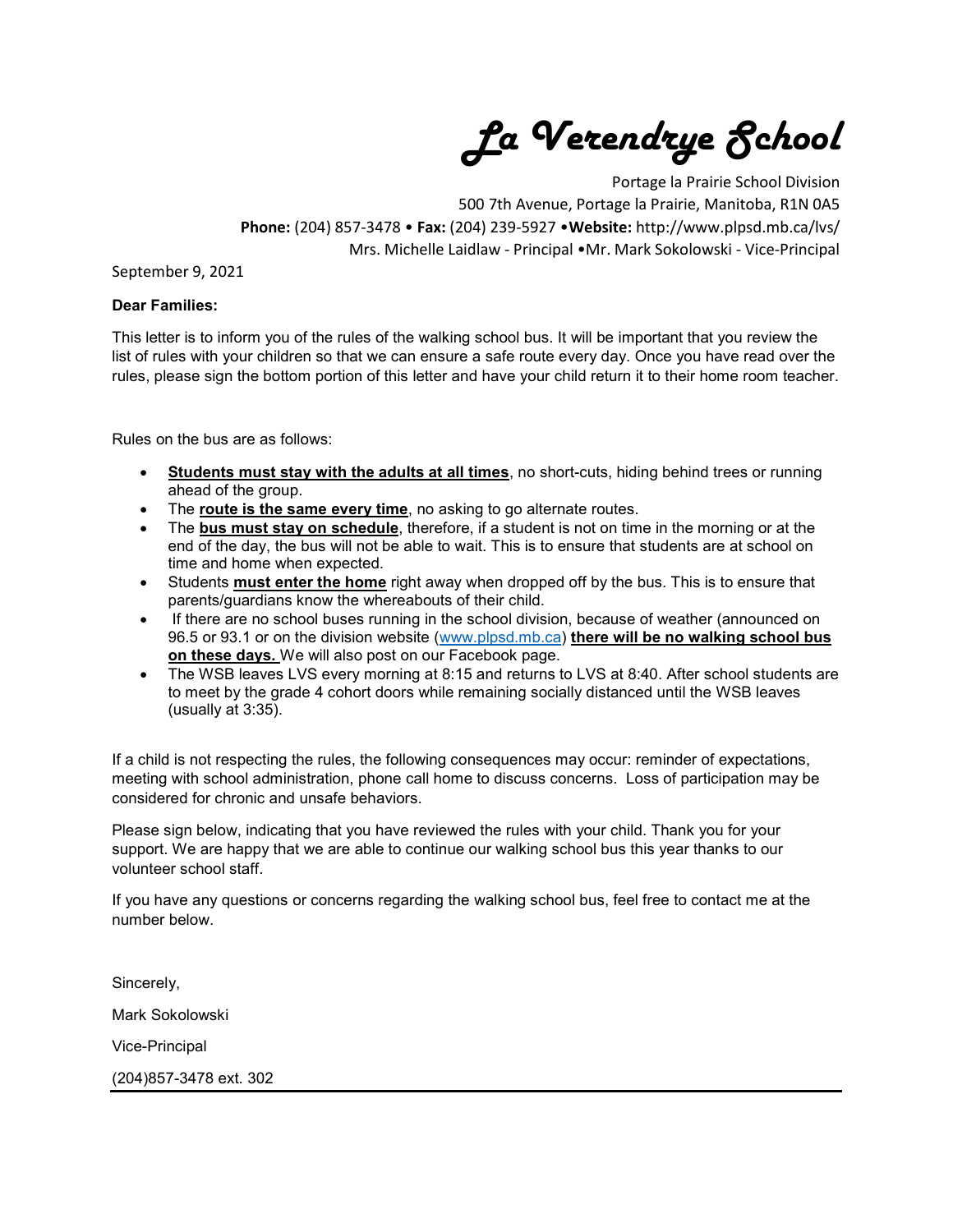# *La Verendrye School*

Portage la Prairie School Division
500 7th Avenue, Portage la Prairie, Manitoba, R1N 0A5
**Phone:** (204) 857-3478 • **Fax:** (204) 239-5927 •**Website:** http://www.plpsd.mb.ca/lvs/
Mrs. Michelle Laidlaw - Principal •Mr. Mark Sokolowski - Vice-Principal

September 9, 2021

**Dear Families:**

This letter is to inform you of the rules of the walking school bus. It will be important that you review the list of rules with your children so that we can ensure a safe route every day. Once you have read over the rules, please sign the bottom portion of this letter and have your child return it to their home room teacher.

Rules on the bus are as follows:

- **Students must stay with the adults at all times**, no short-cuts, hiding behind trees or running ahead of the group.
- The **route is the same every time**, no asking to go alternate routes.
- The **bus must stay on schedule**, therefore, if a student is not on time in the morning or at the end of the day, the bus will not be able to wait. This is to ensure that students are at school on time and home when expected.
- Students **must enter the home** right away when dropped off by the bus. This is to ensure that parents/guardians know the whereabouts of their child.
- If there are no school buses running in the school division, because of weather (announced on 96.5 or 93.1 or on the division website (www.plpsd.mb.ca) **there will be no walking school bus on these days.** We will also post on our Facebook page.
- The WSB leaves LVS every morning at 8:15 and returns to LVS at 8:40. After school students are to meet by the grade 4 cohort doors while remaining socially distanced until the WSB leaves (usually at 3:35).

If a child is not respecting the rules, the following consequences may occur: reminder of expectations, meeting with school administration, phone call home to discuss concerns. Loss of participation may be considered for chronic and unsafe behaviors.

Please sign below, indicating that you have reviewed the rules with your child. Thank you for your support. We are happy that we are able to continue our walking school bus this year thanks to our volunteer school staff.

If you have any questions or concerns regarding the walking school bus, feel free to contact me at the number below.

Sincerely,

Mark Sokolowski

Vice-Principal

(204)857-3478 ext. 302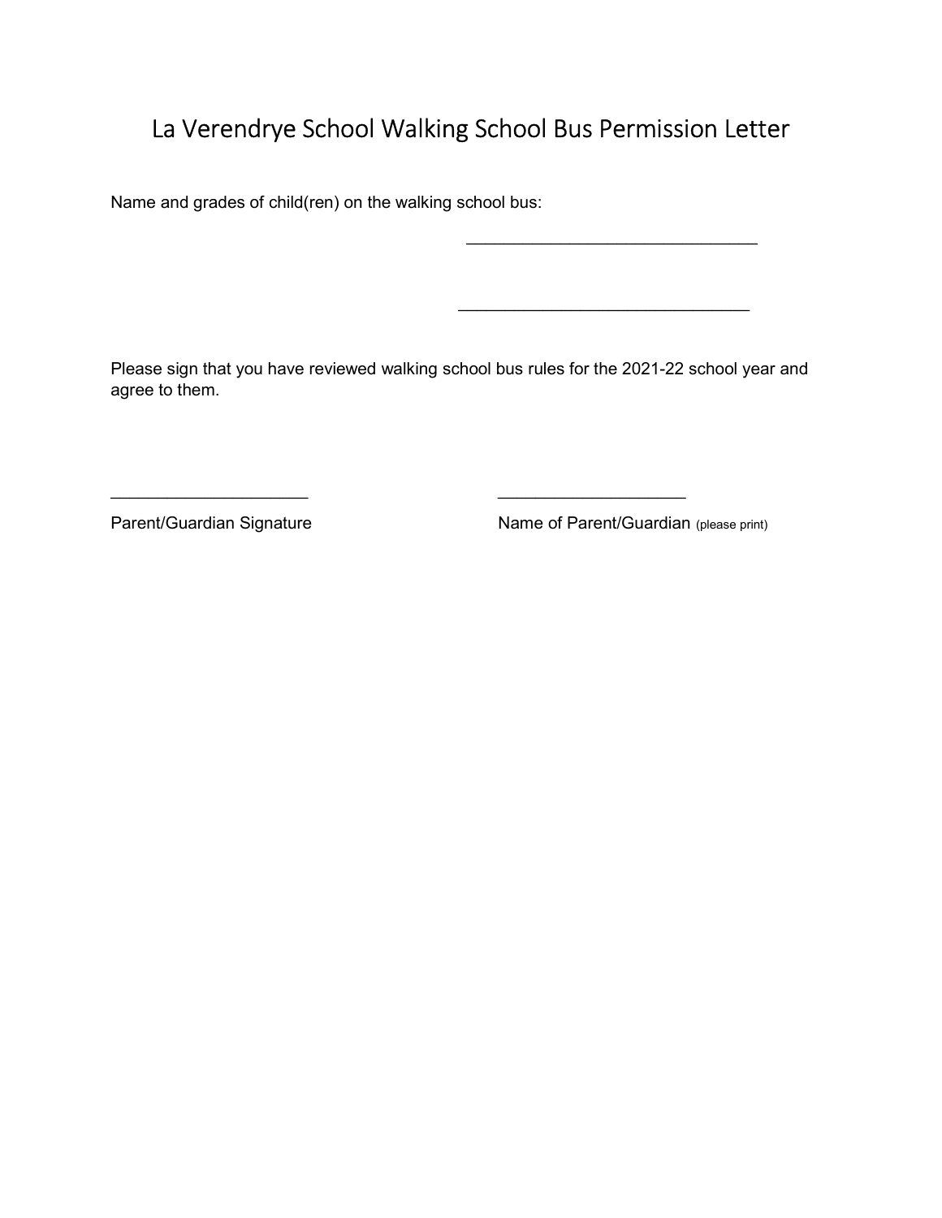# La Verendrye School Walking School Bus Permission Letter

Name and grades of child(ren) on the walking school bus:

______________________________

______________________________

Please sign that you have reviewed walking school bus rules for the 2021-22 school year and agree to them.

____________________ ____________________

Parent/Guardian Signature Name of Parent/Guardian (please print)